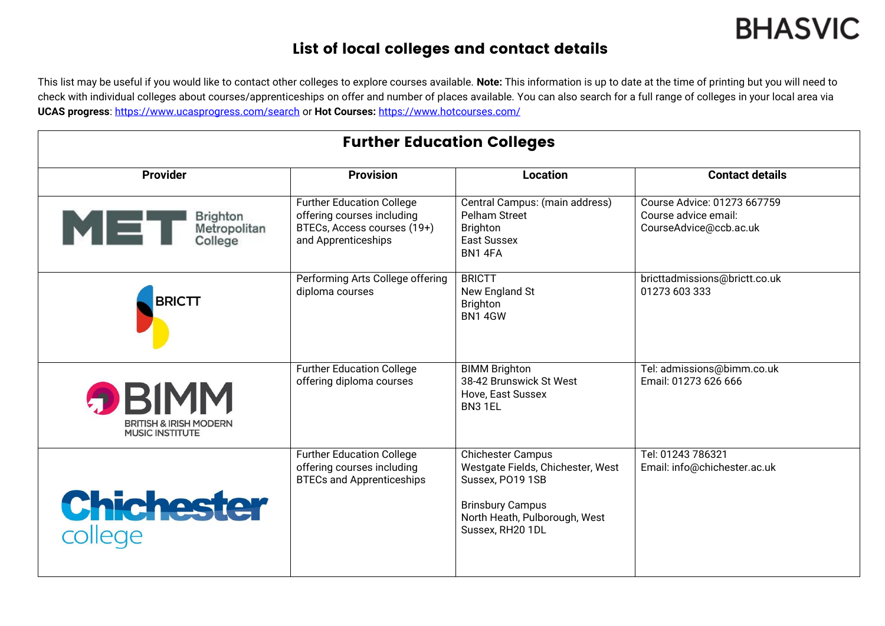BHASVIC

# List of local colleges and contact details

This list may be useful if you would like to contact other colleges to explore courses available. **Note:** This information is up to date at the time of printing but you will need to check with individual colleges about courses/apprenticeships on offer and number of places available. You can also search for a full range of colleges in your local area via **UCAS progress**: https://www.ucasprogress.com/search or **Hot Courses:** https://www.hotcourses.com/

## Further Education Colleges

| Provider | Provision | Location | Contact details |
|---|---|---|---|
| MET Brighton Metropolitan College | Further Education College offering courses including BTECs, Access courses (19+) and Apprenticeships | Central Campus: (main address)<br>Pelham Street<br>Brighton<br>East Sussex<br>BN1 4FA | Course Advice: 01273 667759<br>Course advice email: CourseAdvice@ccb.ac.uk |
| BRICTT | Performing Arts College offering diploma courses | BRICTT<br>New England St<br>Brighton<br>BN1 4GW | bricttadmissions@brictt.co.uk<br>01273 603 333 |
| BIMM British & Irish Modern Music Institute | Further Education College offering diploma courses | BIMM Brighton<br>38-42 Brunswick St West<br>Hove, East Sussex<br>BN3 1EL | Tel: admissions@bimm.co.uk<br>Email: 01273 626 666 |
| Chichester college | Further Education College offering courses including BTECs and Apprenticeships | Chichester Campus<br>Westgate Fields, Chichester, West Sussex, PO19 1SB<br><br>Brinsbury Campus<br>North Heath, Pulborough, West Sussex, RH20 1DL | Tel: 01243 786321<br>Email: info@chichester.ac.uk |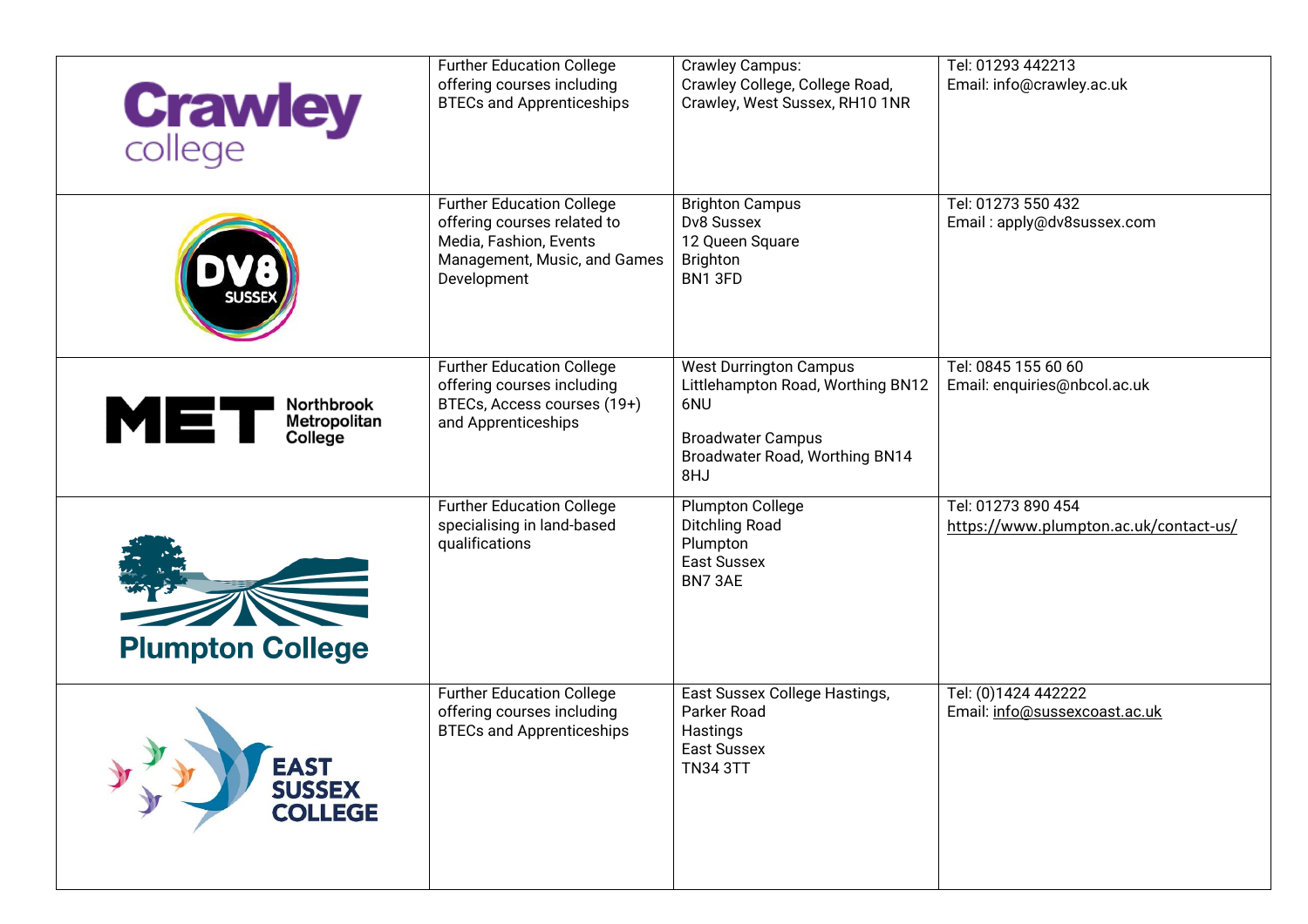| | | | |
|---|---|---|---|
| Crawley college | Further Education College offering courses including BTECs and Apprenticeships | Crawley Campus:<br>Crawley College, College Road, Crawley, West Sussex, RH10 1NR | Tel: 01293 442213<br>Email: info@crawley.ac.uk |
| DV8 SUSSEX | Further Education College offering courses related to Media, Fashion, Events Management, Music, and Games Development | Brighton Campus<br>Dv8 Sussex<br>12 Queen Square<br>Brighton<br>BN1 3FD | Tel: 01273 550 432<br>Email : apply@dv8sussex.com |
| MET Northbrook Metropolitan College | Further Education College offering courses including BTECs, Access courses (19+) and Apprenticeships | West Durrington Campus<br>Littlehampton Road, Worthing BN12 6NU<br><br>Broadwater Campus<br>Broadwater Road, Worthing BN14 8HJ | Tel: 0845 155 60 60<br>Email: enquiries@nbcol.ac.uk |
| Plumpton College | Further Education College specialising in land-based qualifications | Plumpton College<br>Ditchling Road<br>Plumpton<br>East Sussex<br>BN7 3AE | Tel: 01273 890 454<br>https://www.plumpton.ac.uk/contact-us/ |
| EAST SUSSEX COLLEGE | Further Education College offering courses including BTECs and Apprenticeships | East Sussex College Hastings,<br>Parker Road<br>Hastings<br>East Sussex<br>TN34 3TT | Tel: (0)1424 442222<br>Email: info@sussexcoast.ac.uk |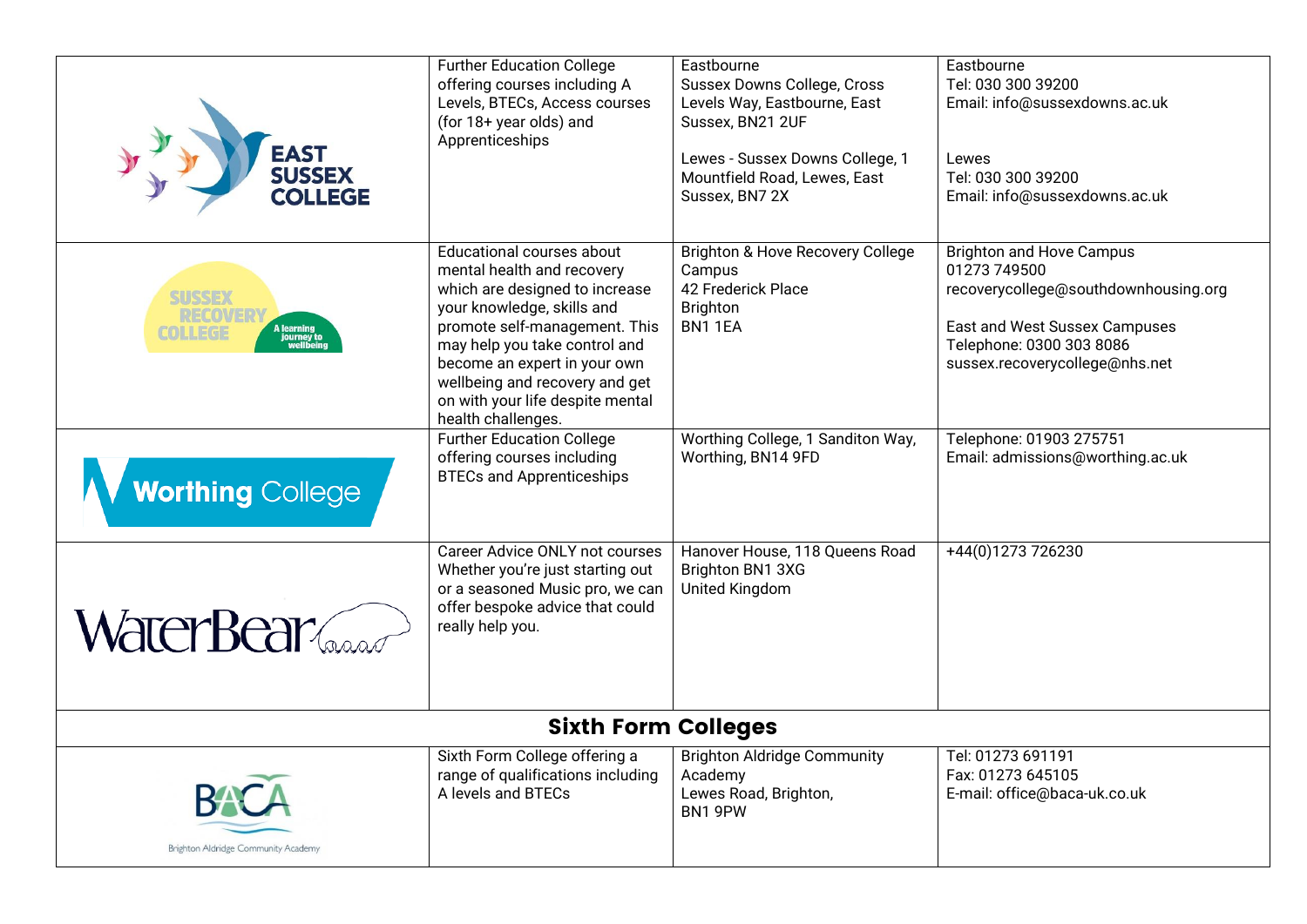| | | | |
|---|---|---|---|
| EAST SUSSEX COLLEGE | Further Education College offering courses including A Levels, BTECs, Access courses (for 18+ year olds) and Apprenticeships | Eastbourne<br>Sussex Downs College, Cross Levels Way, Eastbourne, East Sussex, BN21 2UF<br><br>Lewes - Sussex Downs College, 1 Mountfield Road, Lewes, East Sussex, BN7 2X | Eastbourne<br>Tel: 030 300 39200<br>Email: info@sussexdowns.ac.uk<br><br>Lewes<br>Tel: 030 300 39200<br>Email: info@sussexdowns.ac.uk |
| SUSSEX RECOVERY COLLEGE A learning journey to wellbeing | Educational courses about mental health and recovery which are designed to increase your knowledge, skills and promote self-management. This may help you take control and become an expert in your own wellbeing and recovery and get on with your life despite mental health challenges. | Brighton & Hove Recovery College Campus<br>42 Frederick Place<br>Brighton<br>BN1 1EA | Brighton and Hove Campus<br>01273 749500<br>recoverycollege@southdownhousing.org<br><br>East and West Sussex Campuses<br>Telephone: 0300 303 8086<br>sussex.recoverycollege@nhs.net |
| Worthing College | Further Education College offering courses including BTECs and Apprenticeships | Worthing College, 1 Sanditon Way, Worthing, BN14 9FD | Telephone: 01903 275751<br>Email: admissions@worthing.ac.uk |
| WaterBear | Career Advice ONLY not courses Whether you're just starting out or a seasoned Music pro, we can offer bespoke advice that could really help you. | Hanover House, 118 Queens Road<br>Brighton BN1 3XG<br>United Kingdom | +44(0)1273 726230 |
| **Sixth Form Colleges** | | | |
| BACA Brighton Aldridge Community Academy | Sixth Form College offering a range of qualifications including A levels and BTECs | Brighton Aldridge Community Academy<br>Lewes Road, Brighton,<br>BN1 9PW | Tel: 01273 691191<br>Fax: 01273 645105<br>E-mail: office@baca-uk.co.uk |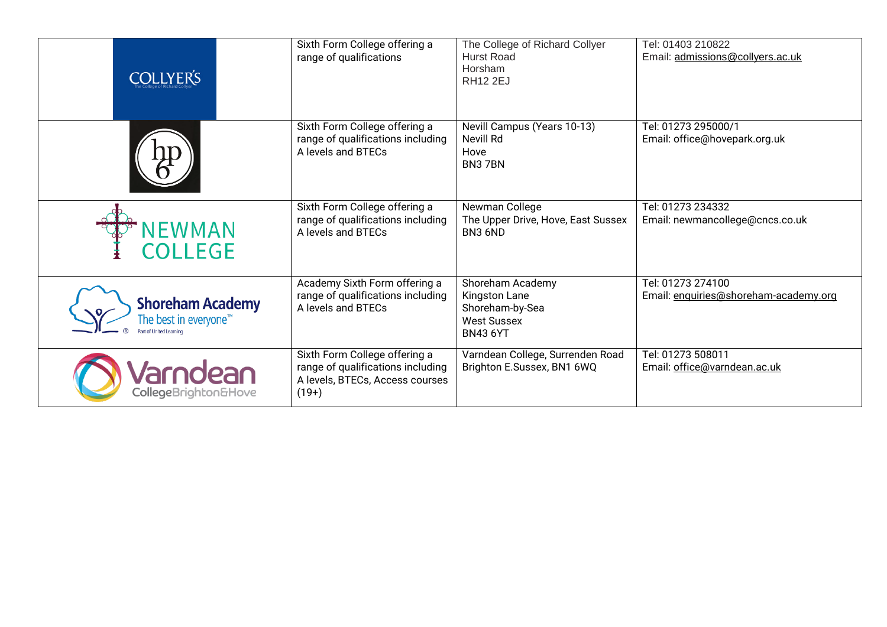| | | | |
|---|---|---|---|
| COLLYER'S The College of Richard Collyer | Sixth Form College offering a range of qualifications | The College of Richard Collyer<br>Hurst Road<br>Horsham<br>RH12 2EJ | Tel: 01403 210822<br>Email: admissions@collyers.ac.uk |
| hp6 | Sixth Form College offering a range of qualifications including A levels and BTECs | Nevill Campus (Years 10-13)<br>Nevill Rd<br>Hove<br>BN3 7BN | Tel: 01273 295000/1<br>Email: office@hovepark.org.uk |
| NEWMAN COLLEGE | Sixth Form College offering a range of qualifications including A levels and BTECs | Newman College<br>The Upper Drive, Hove, East Sussex<br>BN3 6ND | Tel: 01273 234332<br>Email: newmancollege@cncs.co.uk |
| Shoreham Academy The best in everyone™ Part of United Learning | Academy Sixth Form offering a range of qualifications including A levels and BTECs | Shoreham Academy<br>Kingston Lane<br>Shoreham-by-Sea<br>West Sussex<br>BN43 6YT | Tel: 01273 274100<br>Email: enquiries@shoreham-academy.org |
| Varndean CollegeBrighton&Hove | Sixth Form College offering a range of qualifications including A levels, BTECs, Access courses (19+) | Varndean College, Surrenden Road<br>Brighton E.Sussex, BN1 6WQ | Tel: 01273 508011<br>Email: office@varndean.ac.uk |